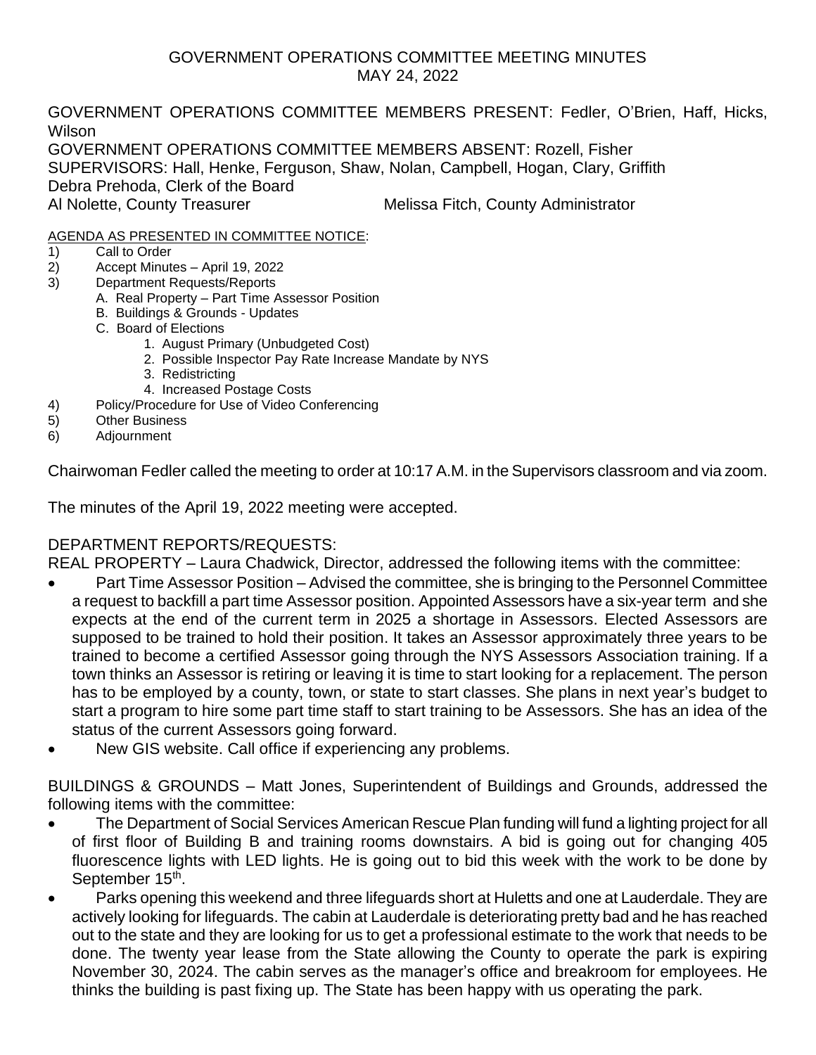# GOVERNMENT OPERATIONS COMMITTEE MEETING MINUTES
## MAY 24, 2022

GOVERNMENT OPERATIONS COMMITTEE MEMBERS PRESENT: Fedler, O'Brien, Haff, Hicks, Wilson
GOVERNMENT OPERATIONS COMMITTEE MEMBERS ABSENT: Rozell, Fisher
SUPERVISORS: Hall, Henke, Ferguson, Shaw, Nolan, Campbell, Hogan, Clary, Griffith
Debra Prehoda, Clerk of the Board
Al Nolette, County Treasurer Melissa Fitch, County Administrator

AGENDA AS PRESENTED IN COMMITTEE NOTICE:

1) Call to Order
2) Accept Minutes – April 19, 2022
3) Department Requests/Reports
   - A. Real Property – Part Time Assessor Position
   - B. Buildings & Grounds - Updates
   - C. Board of Elections
     1. August Primary (Unbudgeted Cost)
     2. Possible Inspector Pay Rate Increase Mandate by NYS
     3. Redistricting
     4. Increased Postage Costs
4) Policy/Procedure for Use of Video Conferencing
5) Other Business
6) Adjournment

Chairwoman Fedler called the meeting to order at 10:17 A.M. in the Supervisors classroom and via zoom.

The minutes of the April 19, 2022 meeting were accepted.

DEPARTMENT REPORTS/REQUESTS:

REAL PROPERTY – Laura Chadwick, Director, addressed the following items with the committee:

- Part Time Assessor Position – Advised the committee, she is bringing to the Personnel Committee a request to backfill a part time Assessor position. Appointed Assessors have a six-year term and she expects at the end of the current term in 2025 a shortage in Assessors. Elected Assessors are supposed to be trained to hold their position. It takes an Assessor approximately three years to be trained to become a certified Assessor going through the NYS Assessors Association training. If a town thinks an Assessor is retiring or leaving it is time to start looking for a replacement. The person has to be employed by a county, town, or state to start classes. She plans in next year's budget to start a program to hire some part time staff to start training to be Assessors. She has an idea of the status of the current Assessors going forward.
- New GIS website. Call office if experiencing any problems.

BUILDINGS & GROUNDS – Matt Jones, Superintendent of Buildings and Grounds, addressed the following items with the committee:

- The Department of Social Services American Rescue Plan funding will fund a lighting project for all of first floor of Building B and training rooms downstairs. A bid is going out for changing 405 fluorescence lights with LED lights. He is going out to bid this week with the work to be done by September 15th.
- Parks opening this weekend and three lifeguards short at Huletts and one at Lauderdale. They are actively looking for lifeguards. The cabin at Lauderdale is deteriorating pretty bad and he has reached out to the state and they are looking for us to get a professional estimate to the work that needs to be done. The twenty year lease from the State allowing the County to operate the park is expiring November 30, 2024. The cabin serves as the manager's office and breakroom for employees. He thinks the building is past fixing up. The State has been happy with us operating the park.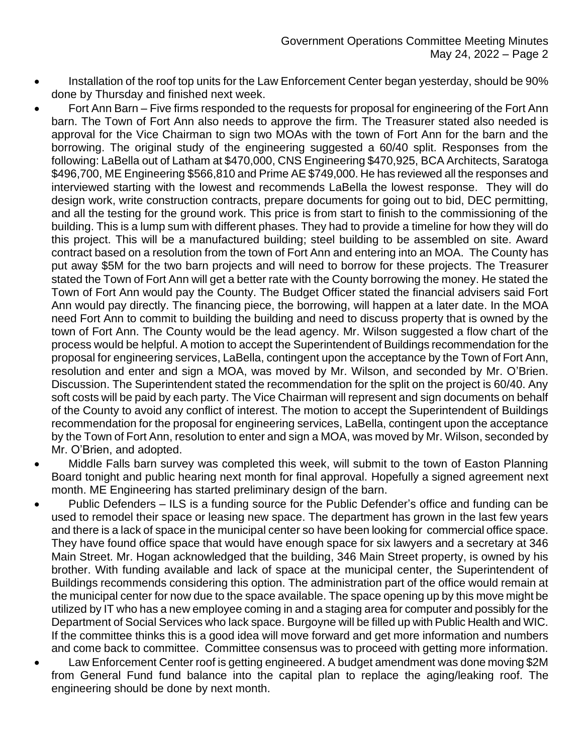- Installation of the roof top units for the Law Enforcement Center began yesterday, should be 90% done by Thursday and finished next week.
- Fort Ann Barn – Five firms responded to the requests for proposal for engineering of the Fort Ann barn. The Town of Fort Ann also needs to approve the firm. The Treasurer stated also needed is approval for the Vice Chairman to sign two MOAs with the town of Fort Ann for the barn and the borrowing. The original study of the engineering suggested a 60/40 split. Responses from the following: LaBella out of Latham at $470,000, CNS Engineering $470,925, BCA Architects, Saratoga $496,700, ME Engineering $566,810 and Prime AE $749,000. He has reviewed all the responses and interviewed starting with the lowest and recommends LaBella the lowest response. They will do design work, write construction contracts, prepare documents for going out to bid, DEC permitting, and all the testing for the ground work. This price is from start to finish to the commissioning of the building. This is a lump sum with different phases. They had to provide a timeline for how they will do this project. This will be a manufactured building; steel building to be assembled on site. Award contract based on a resolution from the town of Fort Ann and entering into an MOA. The County has put away $5M for the two barn projects and will need to borrow for these projects. The Treasurer stated the Town of Fort Ann will get a better rate with the County borrowing the money. He stated the Town of Fort Ann would pay the County. The Budget Officer stated the financial advisers said Fort Ann would pay directly. The financing piece, the borrowing, will happen at a later date. In the MOA need Fort Ann to commit to building the building and need to discuss property that is owned by the town of Fort Ann. The County would be the lead agency. Mr. Wilson suggested a flow chart of the process would be helpful. A motion to accept the Superintendent of Buildings recommendation for the proposal for engineering services, LaBella, contingent upon the acceptance by the Town of Fort Ann, resolution and enter and sign a MOA, was moved by Mr. Wilson, and seconded by Mr. O'Brien. Discussion. The Superintendent stated the recommendation for the split on the project is 60/40. Any soft costs will be paid by each party. The Vice Chairman will represent and sign documents on behalf of the County to avoid any conflict of interest. The motion to accept the Superintendent of Buildings recommendation for the proposal for engineering services, LaBella, contingent upon the acceptance by the Town of Fort Ann, resolution to enter and sign a MOA, was moved by Mr. Wilson, seconded by Mr. O'Brien, and adopted.
- Middle Falls barn survey was completed this week, will submit to the town of Easton Planning Board tonight and public hearing next month for final approval. Hopefully a signed agreement next month. ME Engineering has started preliminary design of the barn.
- Public Defenders – ILS is a funding source for the Public Defender's office and funding can be used to remodel their space or leasing new space. The department has grown in the last few years and there is a lack of space in the municipal center so have been looking for commercial office space. They have found office space that would have enough space for six lawyers and a secretary at 346 Main Street. Mr. Hogan acknowledged that the building, 346 Main Street property, is owned by his brother. With funding available and lack of space at the municipal center, the Superintendent of Buildings recommends considering this option. The administration part of the office would remain at the municipal center for now due to the space available. The space opening up by this move might be utilized by IT who has a new employee coming in and a staging area for computer and possibly for the Department of Social Services who lack space. Burgoyne will be filled up with Public Health and WIC. If the committee thinks this is a good idea will move forward and get more information and numbers and come back to committee. Committee consensus was to proceed with getting more information.
- Law Enforcement Center roof is getting engineered. A budget amendment was done moving $2M from General Fund fund balance into the capital plan to replace the aging/leaking roof. The engineering should be done by next month.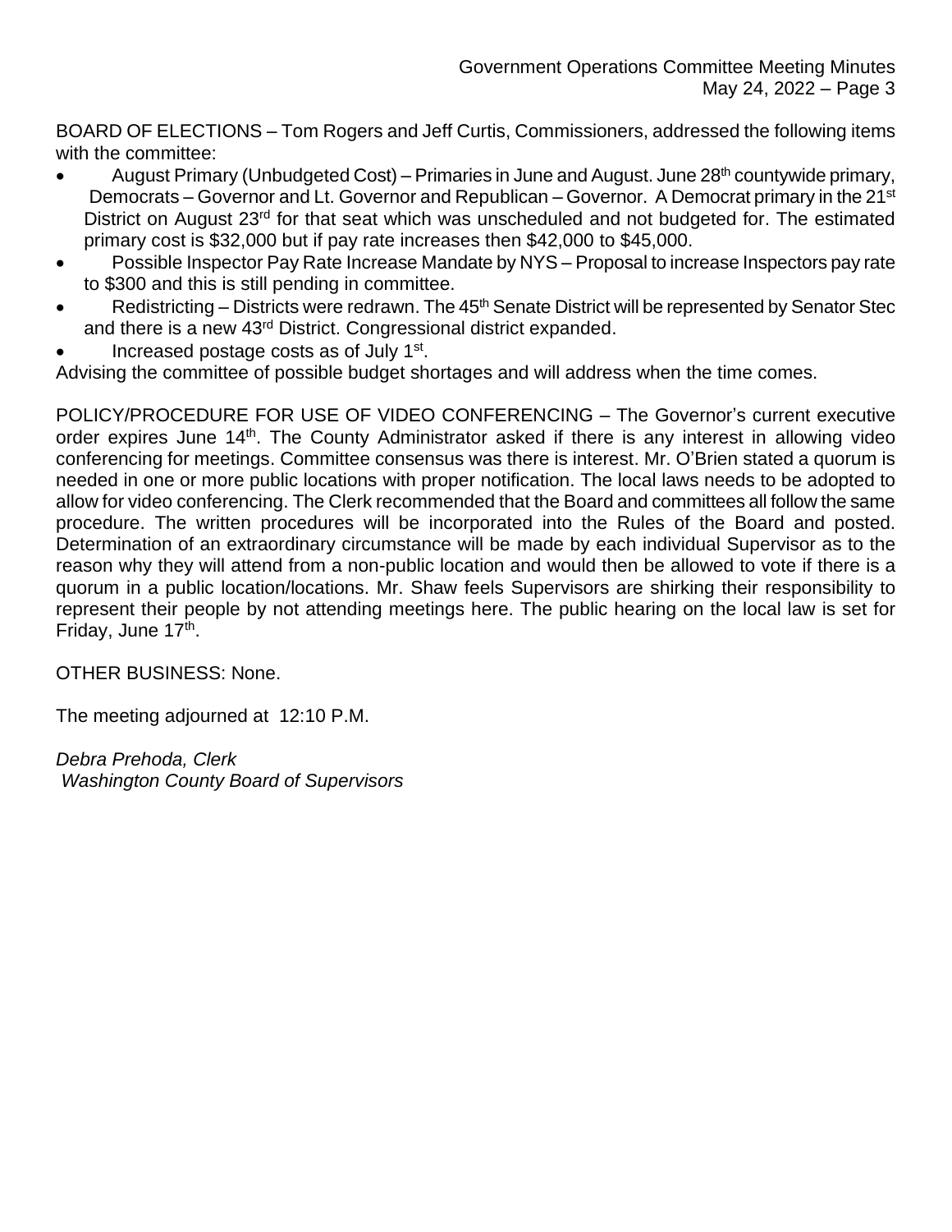BOARD OF ELECTIONS – Tom Rogers and Jeff Curtis, Commissioners, addressed the following items with the committee:

- August Primary (Unbudgeted Cost) – Primaries in June and August. June 28th countywide primary, Democrats – Governor and Lt. Governor and Republican – Governor. A Democrat primary in the 21st District on August 23rd for that seat which was unscheduled and not budgeted for. The estimated primary cost is $32,000 but if pay rate increases then $42,000 to $45,000.
- Possible Inspector Pay Rate Increase Mandate by NYS – Proposal to increase Inspectors pay rate to $300 and this is still pending in committee.
- Redistricting – Districts were redrawn. The 45th Senate District will be represented by Senator Stec and there is a new 43rd District. Congressional district expanded.
- Increased postage costs as of July 1st.

Advising the committee of possible budget shortages and will address when the time comes.

POLICY/PROCEDURE FOR USE OF VIDEO CONFERENCING – The Governor's current executive order expires June 14th. The County Administrator asked if there is any interest in allowing video conferencing for meetings. Committee consensus was there is interest. Mr. O'Brien stated a quorum is needed in one or more public locations with proper notification. The local laws needs to be adopted to allow for video conferencing. The Clerk recommended that the Board and committees all follow the same procedure. The written procedures will be incorporated into the Rules of the Board and posted. Determination of an extraordinary circumstance will be made by each individual Supervisor as to the reason why they will attend from a non-public location and would then be allowed to vote if there is a quorum in a public location/locations. Mr. Shaw feels Supervisors are shirking their responsibility to represent their people by not attending meetings here. The public hearing on the local law is set for Friday, June 17th.

OTHER BUSINESS: None.

The meeting adjourned at 12:10 P.M.

*Debra Prehoda, Clerk*
*Washington County Board of Supervisors*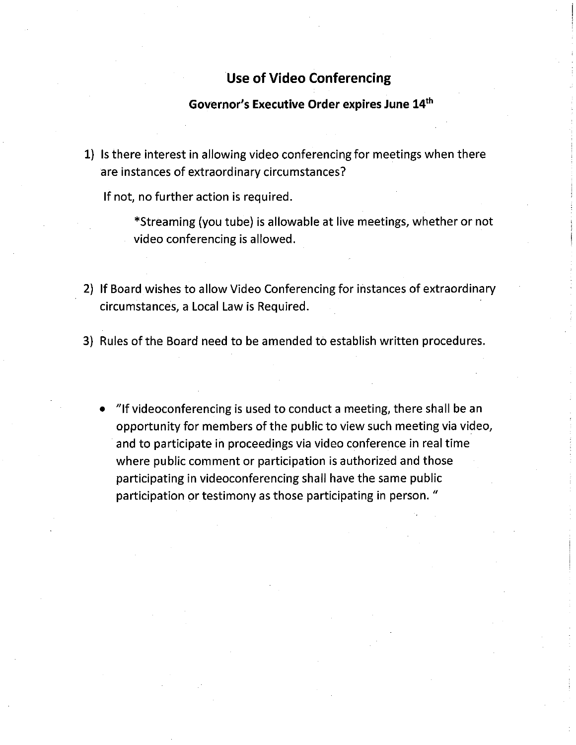## Use of Video Conferencing

### Governor's Executive Order expires June 14th

1) Is there interest in allowing video conferencing for meetings when there are instances of extraordinary circumstances?

   If not, no further action is required.

   *Streaming (you tube) is allowable at live meetings, whether or not video conferencing is allowed.

2) If Board wishes to allow Video Conferencing for instances of extraordinary circumstances, a Local Law is Required.

3) Rules of the Board need to be amended to establish written procedures.

- "If videoconferencing is used to conduct a meeting, there shall be an opportunity for members of the public to view such meeting via video, and to participate in proceedings via video conference in real time where public comment or participation is authorized and those participating in videoconferencing shall have the same public participation or testimony as those participating in person. "